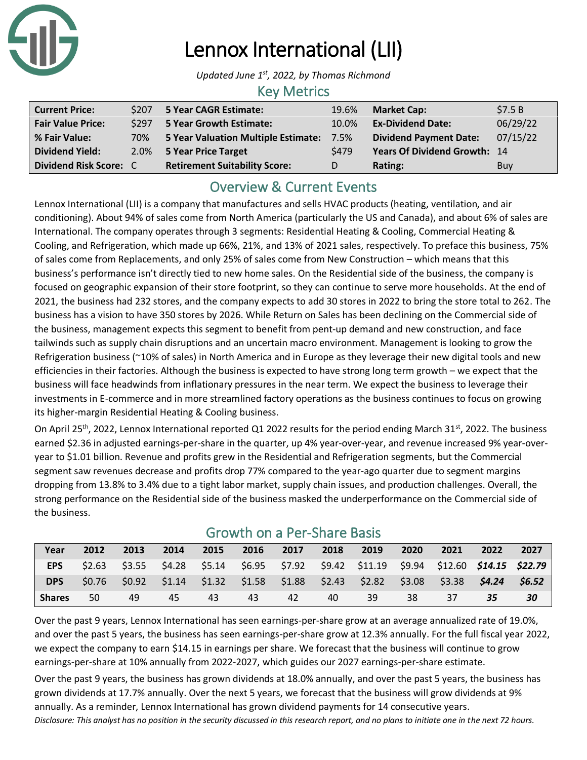# Lennox International (LII)

*Updated June 1st, 2022, by Thomas Richmond*

## Key Metrics

| | | | | | |
|---|---|---|---|---|---|
| **Current Price:** | $207 | **5 Year CAGR Estimate:** | 19.6% | **Market Cap:** | $7.5 B |
| **Fair Value Price:** | $297 | **5 Year Growth Estimate:** | 10.0% | **Ex-Dividend Date:** | 06/29/22 |
| **% Fair Value:** | 70% | **5 Year Valuation Multiple Estimate:** | 7.5% | **Dividend Payment Date:** | 07/15/22 |
| **Dividend Yield:** | 2.0% | **5 Year Price Target** | $479 | **Years Of Dividend Growth:** | 14 |
| **Dividend Risk Score:** | C | **Retirement Suitability Score:** | D | **Rating:** | Buy |

## Overview & Current Events

Lennox International (LII) is a company that manufactures and sells HVAC products (heating, ventilation, and air conditioning). About 94% of sales come from North America (particularly the US and Canada), and about 6% of sales are International. The company operates through 3 segments: Residential Heating & Cooling, Commercial Heating & Cooling, and Refrigeration, which made up 66%, 21%, and 13% of 2021 sales, respectively. To preface this business, 75% of sales come from Replacements, and only 25% of sales come from New Construction – which means that this business's performance isn't directly tied to new home sales. On the Residential side of the business, the company is focused on geographic expansion of their store footprint, so they can continue to serve more households. At the end of 2021, the business had 232 stores, and the company expects to add 30 stores in 2022 to bring the store total to 262. The business has a vision to have 350 stores by 2026. While Return on Sales has been declining on the Commercial side of the business, management expects this segment to benefit from pent-up demand and new construction, and face tailwinds such as supply chain disruptions and an uncertain macro environment. Management is looking to grow the Refrigeration business (~10% of sales) in North America and in Europe as they leverage their new digital tools and new efficiencies in their factories. Although the business is expected to have strong long term growth – we expect that the business will face headwinds from inflationary pressures in the near term. We expect the business to leverage their investments in E-commerce and in more streamlined factory operations as the business continues to focus on growing its higher-margin Residential Heating & Cooling business.

On April 25th, 2022, Lennox International reported Q1 2022 results for the period ending March 31st, 2022. The business earned $2.36 in adjusted earnings-per-share in the quarter, up 4% year-over-year, and revenue increased 9% year-over-year to $1.01 billion. Revenue and profits grew in the Residential and Refrigeration segments, but the Commercial segment saw revenues decrease and profits drop 77% compared to the year-ago quarter due to segment margins dropping from 13.8% to 3.4% due to a tight labor market, supply chain issues, and production challenges. Overall, the strong performance on the Residential side of the business masked the underperformance on the Commercial side of the business.

## Growth on a Per-Share Basis

| Year | 2012 | 2013 | 2014 | 2015 | 2016 | 2017 | 2018 | 2019 | 2020 | 2021 | 2022 | 2027 |
|---|---|---|---|---|---|---|---|---|---|---|---|---|
| **EPS** | $2.63 | $3.55 | $4.28 | $5.14 | $6.95 | $7.92 | $9.42 | $11.19 | $9.94 | $12.60 | ***$14.15*** | ***$22.79*** |
| **DPS** | $0.76 | $0.92 | $1.14 | $1.32 | $1.58 | $1.88 | $2.43 | $2.82 | $3.08 | $3.38 | ***$4.24*** | ***$6.52*** |
| **Shares** | 50 | 49 | 45 | 43 | 43 | 42 | 40 | 39 | 38 | 37 | ***35*** | ***30*** |

Over the past 9 years, Lennox International has seen earnings-per-share grow at an average annualized rate of 19.0%, and over the past 5 years, the business has seen earnings-per-share grow at 12.3% annually. For the full fiscal year 2022, we expect the company to earn $14.15 in earnings per share. We forecast that the business will continue to grow earnings-per-share at 10% annually from 2022-2027, which guides our 2027 earnings-per-share estimate.

Over the past 9 years, the business has grown dividends at 18.0% annually, and over the past 5 years, the business has grown dividends at 17.7% annually. Over the next 5 years, we forecast that the business will grow dividends at 9% annually. As a reminder, Lennox International has grown dividend payments for 14 consecutive years.

*Disclosure: This analyst has no position in the security discussed in this research report, and no plans to initiate one in the next 72 hours.*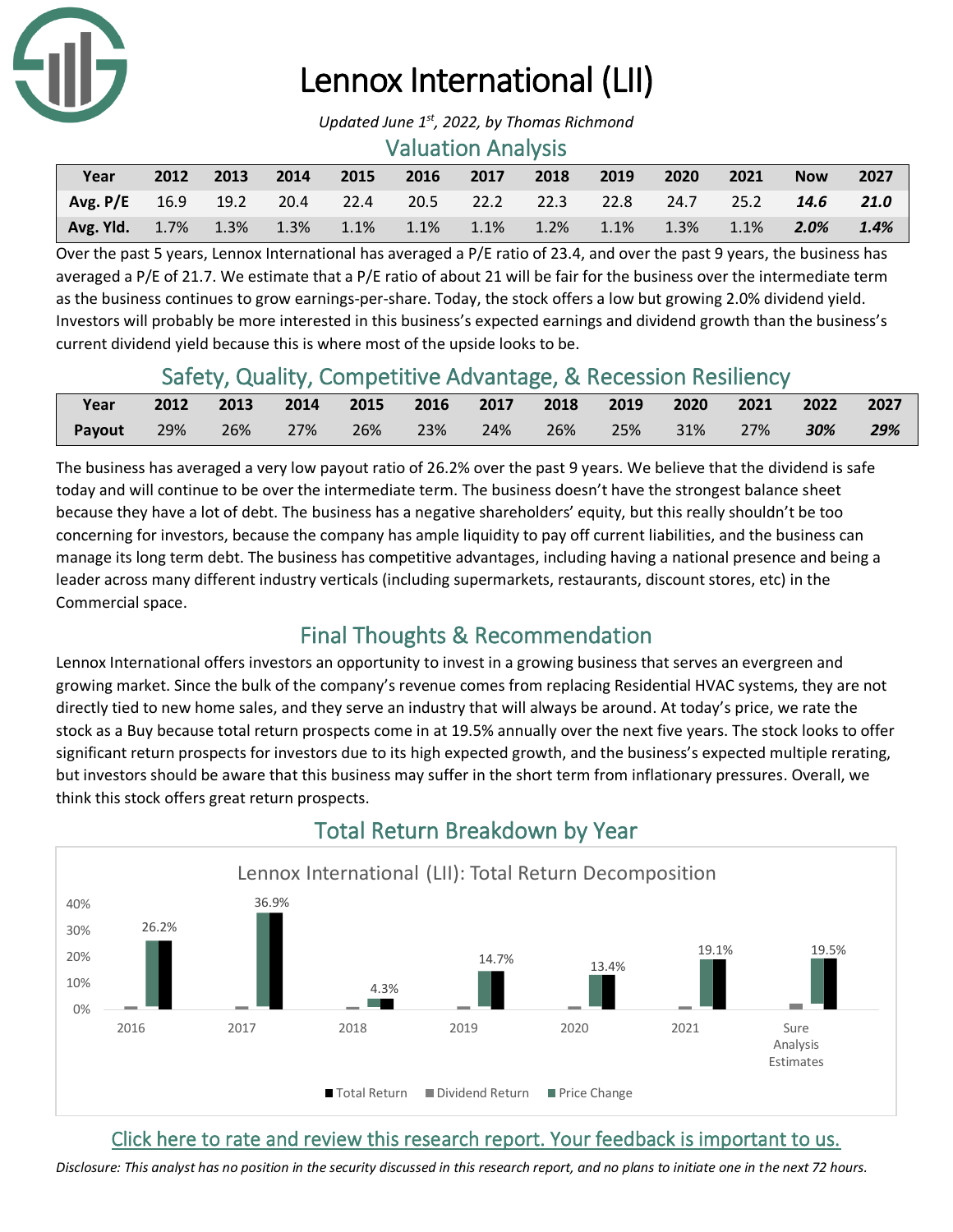# Lennox International (LII)

*Updated June 1st, 2022, by Thomas Richmond*

## Valuation Analysis

| Year | 2012 | 2013 | 2014 | 2015 | 2016 | 2017 | 2018 | 2019 | 2020 | 2021 | Now | 2027 |
|---|---|---|---|---|---|---|---|---|---|---|---|---|
| Avg. P/E | 16.9 | 19.2 | 20.4 | 22.4 | 20.5 | 22.2 | 22.3 | 22.8 | 24.7 | 25.2 | ***14.6*** | ***21.0*** |
| Avg. Yld. | 1.7% | 1.3% | 1.3% | 1.1% | 1.1% | 1.1% | 1.2% | 1.1% | 1.3% | 1.1% | ***2.0%*** | ***1.4%*** |

Over the past 5 years, Lennox International has averaged a P/E ratio of 23.4, and over the past 9 years, the business has averaged a P/E of 21.7. We estimate that a P/E ratio of about 21 will be fair for the business over the intermediate term as the business continues to grow earnings-per-share. Today, the stock offers a low but growing 2.0% dividend yield. Investors will probably be more interested in this business's expected earnings and dividend growth than the business's current dividend yield because this is where most of the upside looks to be.

## Safety, Quality, Competitive Advantage, & Recession Resiliency

| Year | 2012 | 2013 | 2014 | 2015 | 2016 | 2017 | 2018 | 2019 | 2020 | 2021 | 2022 | 2027 |
|---|---|---|---|---|---|---|---|---|---|---|---|---|
| Payout | 29% | 26% | 27% | 26% | 23% | 24% | 26% | 25% | 31% | 27% | ***30%*** | ***29%*** |

The business has averaged a very low payout ratio of 26.2% over the past 9 years. We believe that the dividend is safe today and will continue to be over the intermediate term. The business doesn't have the strongest balance sheet because they have a lot of debt. The business has a negative shareholders' equity, but this really shouldn't be too concerning for investors, because the company has ample liquidity to pay off current liabilities, and the business can manage its long term debt. The business has competitive advantages, including having a national presence and being a leader across many different industry verticals (including supermarkets, restaurants, discount stores, etc) in the Commercial space.

## Final Thoughts & Recommendation

Lennox International offers investors an opportunity to invest in a growing business that serves an evergreen and growing market. Since the bulk of the company's revenue comes from replacing Residential HVAC systems, they are not directly tied to new home sales, and they serve an industry that will always be around. At today's price, we rate the stock as a Buy because total return prospects come in at 19.5% annually over the next five years. The stock looks to offer significant return prospects for investors due to its high expected growth, and the business's expected multiple rerating, but investors should be aware that this business may suffer in the short term from inflationary pressures. Overall, we think this stock offers great return prospects.

## Total Return Breakdown by Year

Lennox International (LII): Total Return Decomposition

| Year | Total Return |
|---|---|
| 2016 | 26.2% |
| 2017 | 36.9% |
| 2018 | 4.3% |
| 2019 | 14.7% |
| 2020 | 13.4% |
| 2021 | 19.1% |
| Sure Analysis Estimates | 19.5% |

Total Return | Dividend Return | Price Change

Click here to rate and review this research report. Your feedback is important to us.

*Disclosure: This analyst has no position in the security discussed in this research report, and no plans to initiate one in the next 72 hours.*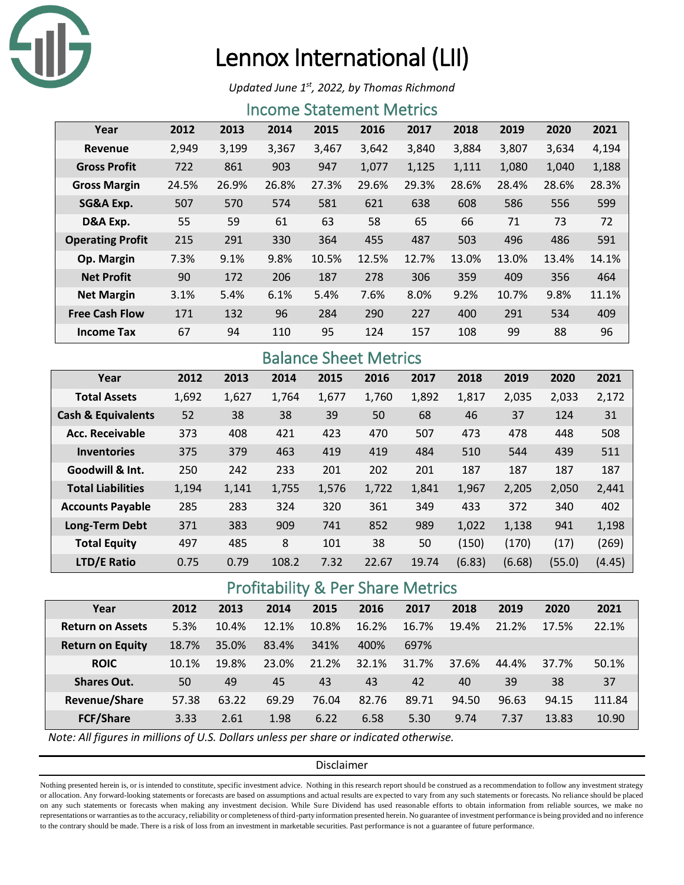# Lennox International (LII)

*Updated June 1st, 2022, by Thomas Richmond*

## Income Statement Metrics

| Year | 2012 | 2013 | 2014 | 2015 | 2016 | 2017 | 2018 | 2019 | 2020 | 2021 |
|---|---|---|---|---|---|---|---|---|---|---|
| Revenue | 2,949 | 3,199 | 3,367 | 3,467 | 3,642 | 3,840 | 3,884 | 3,807 | 3,634 | 4,194 |
| Gross Profit | 722 | 861 | 903 | 947 | 1,077 | 1,125 | 1,111 | 1,080 | 1,040 | 1,188 |
| Gross Margin | 24.5% | 26.9% | 26.8% | 27.3% | 29.6% | 29.3% | 28.6% | 28.4% | 28.6% | 28.3% |
| SG&A Exp. | 507 | 570 | 574 | 581 | 621 | 638 | 608 | 586 | 556 | 599 |
| D&A Exp. | 55 | 59 | 61 | 63 | 58 | 65 | 66 | 71 | 73 | 72 |
| Operating Profit | 215 | 291 | 330 | 364 | 455 | 487 | 503 | 496 | 486 | 591 |
| Op. Margin | 7.3% | 9.1% | 9.8% | 10.5% | 12.5% | 12.7% | 13.0% | 13.0% | 13.4% | 14.1% |
| Net Profit | 90 | 172 | 206 | 187 | 278 | 306 | 359 | 409 | 356 | 464 |
| Net Margin | 3.1% | 5.4% | 6.1% | 5.4% | 7.6% | 8.0% | 9.2% | 10.7% | 9.8% | 11.1% |
| Free Cash Flow | 171 | 132 | 96 | 284 | 290 | 227 | 400 | 291 | 534 | 409 |
| Income Tax | 67 | 94 | 110 | 95 | 124 | 157 | 108 | 99 | 88 | 96 |

## Balance Sheet Metrics

| Year | 2012 | 2013 | 2014 | 2015 | 2016 | 2017 | 2018 | 2019 | 2020 | 2021 |
|---|---|---|---|---|---|---|---|---|---|---|
| Total Assets | 1,692 | 1,627 | 1,764 | 1,677 | 1,760 | 1,892 | 1,817 | 2,035 | 2,033 | 2,172 |
| Cash & Equivalents | 52 | 38 | 38 | 39 | 50 | 68 | 46 | 37 | 124 | 31 |
| Acc. Receivable | 373 | 408 | 421 | 423 | 470 | 507 | 473 | 478 | 448 | 508 |
| Inventories | 375 | 379 | 463 | 419 | 419 | 484 | 510 | 544 | 439 | 511 |
| Goodwill & Int. | 250 | 242 | 233 | 201 | 202 | 201 | 187 | 187 | 187 | 187 |
| Total Liabilities | 1,194 | 1,141 | 1,755 | 1,576 | 1,722 | 1,841 | 1,967 | 2,205 | 2,050 | 2,441 |
| Accounts Payable | 285 | 283 | 324 | 320 | 361 | 349 | 433 | 372 | 340 | 402 |
| Long-Term Debt | 371 | 383 | 909 | 741 | 852 | 989 | 1,022 | 1,138 | 941 | 1,198 |
| Total Equity | 497 | 485 | 8 | 101 | 38 | 50 | (150) | (170) | (17) | (269) |
| LTD/E Ratio | 0.75 | 0.79 | 108.2 | 7.32 | 22.67 | 19.74 | (6.83) | (6.68) | (55.0) | (4.45) |

## Profitability & Per Share Metrics

| Year | 2012 | 2013 | 2014 | 2015 | 2016 | 2017 | 2018 | 2019 | 2020 | 2021 |
|---|---|---|---|---|---|---|---|---|---|---|
| Return on Assets | 5.3% | 10.4% | 12.1% | 10.8% | 16.2% | 16.7% | 19.4% | 21.2% | 17.5% | 22.1% |
| Return on Equity | 18.7% | 35.0% | 83.4% | 341% | 400% | 697% | | | | |
| ROIC | 10.1% | 19.8% | 23.0% | 21.2% | 32.1% | 31.7% | 37.6% | 44.4% | 37.7% | 50.1% |
| Shares Out. | 50 | 49 | 45 | 43 | 43 | 42 | 40 | 39 | 38 | 37 |
| Revenue/Share | 57.38 | 63.22 | 69.29 | 76.04 | 82.76 | 89.71 | 94.50 | 96.63 | 94.15 | 111.84 |
| FCF/Share | 3.33 | 2.61 | 1.98 | 6.22 | 6.58 | 5.30 | 9.74 | 7.37 | 13.83 | 10.90 |

*Note: All figures in millions of U.S. Dollars unless per share or indicated otherwise.*

Disclaimer

Nothing presented herein is, or is intended to constitute, specific investment advice. Nothing in this research report should be construed as a recommendation to follow any investment strategy or allocation. Any forward-looking statements or forecasts are based on assumptions and actual results are expected to vary from any such statements or forecasts. No reliance should be placed on any such statements or forecasts when making any investment decision. While Sure Dividend has used reasonable efforts to obtain information from reliable sources, we make no representations or warranties as to the accuracy, reliability or completeness of third-party information presented herein. No guarantee of investment performance is being provided and no inference to the contrary should be made. There is a risk of loss from an investment in marketable securities. Past performance is not a guarantee of future performance.